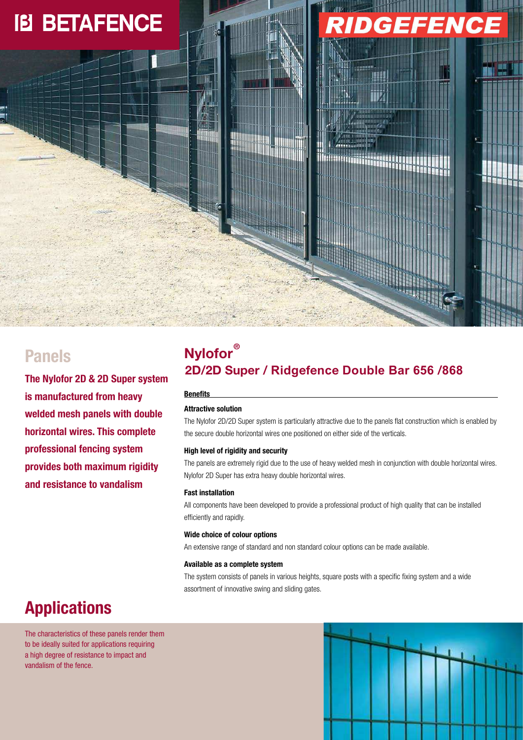BETAFENCE

RIDGEFENCE

## Panels

**The Nylofor 2D & 2D Super system is manufactured from heavy welded mesh panels with double horizontal wires. This complete professional fencing system provides both maximum rigidity and resistance to vandalism**

# Nylofor®
## 2D/2D Super / Ridgefence Double Bar 656 /868

**Benefits**

**Attractive solution**

The Nylofor 2D/2D Super system is particularly attractive due to the panels flat construction which is enabled by the secure double horizontal wires one positioned on either side of the verticals.

**High level of rigidity and security**

The panels are extremely rigid due to the use of heavy welded mesh in conjunction with double horizontal wires. Nylofor 2D Super has extra heavy double horizontal wires.

**Fast installation**

All components have been developed to provide a professional product of high quality that can be installed efficiently and rapidly.

**Wide choice of colour options**

An extensive range of standard and non standard colour options can be made available.

**Available as a complete system**

The system consists of panels in various heights, square posts with a specific fixing system and a wide assortment of innovative swing and sliding gates.

## Applications

The characteristics of these panels render them to be ideally suited for applications requiring a high degree of resistance to impact and vandalism of the fence.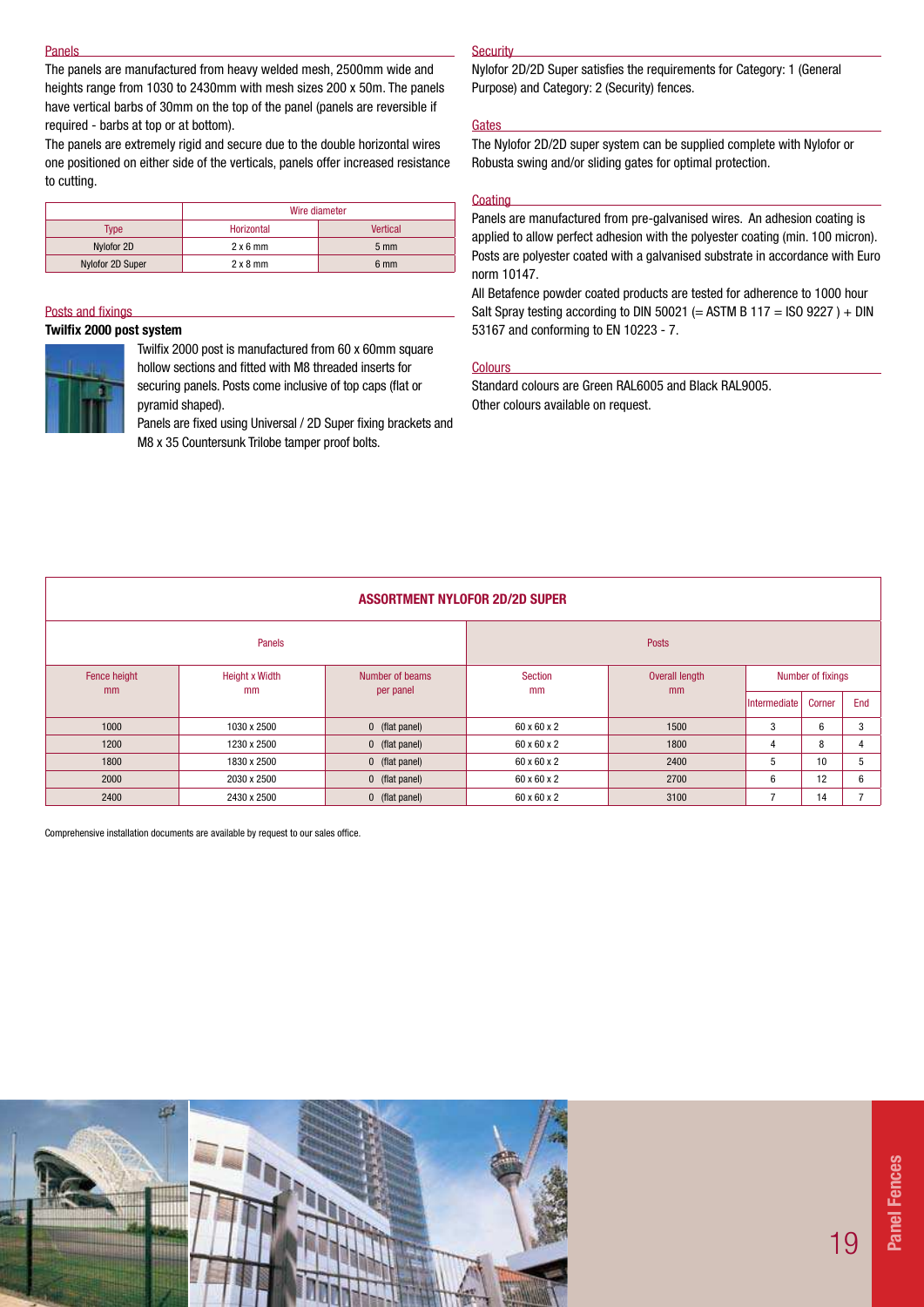## Panels

The panels are manufactured from heavy welded mesh, 2500mm wide and heights range from 1030 to 2430mm with mesh sizes 200 x 50m. The panels have vertical barbs of 30mm on the top of the panel (panels are reversible if required - barbs at top or at bottom).

The panels are extremely rigid and secure due to the double horizontal wires one positioned on either side of the verticals, panels offer increased resistance to cutting.

| | Wire diameter | |
|---|---|---|
| Type | Horizontal | Vertical |
| Nylofor 2D | 2 x 6 mm | 5 mm |
| Nylofor 2D Super | 2 x 8 mm | 6 mm |

## Posts and fixings

**Twilfix 2000 post system**

Twilfix 2000 post is manufactured from 60 x 60mm square hollow sections and fitted with M8 threaded inserts for securing panels. Posts come inclusive of top caps (flat or pyramid shaped).

Panels are fixed using Universal / 2D Super fixing brackets and M8 x 35 Countersunk Trilobe tamper proof bolts.

## Security

Nylofor 2D/2D Super satisfies the requirements for Category: 1 (General Purpose) and Category: 2 (Security) fences.

## Gates

The Nylofor 2D/2D super system can be supplied complete with Nylofor or Robusta swing and/or sliding gates for optimal protection.

## Coating

Panels are manufactured from pre-galvanised wires. An adhesion coating is applied to allow perfect adhesion with the polyester coating (min. 100 micron). Posts are polyester coated with a galvanised substrate in accordance with Euro norm 10147.

All Betafence powder coated products are tested for adherence to 1000 hour Salt Spray testing according to DIN 50021 (= ASTM B 117 = ISO 9227 ) + DIN 53167 and conforming to EN 10223 - 7.

## Colours

Standard colours are Green RAL6005 and Black RAL9005.
Other colours available on request.

**ASSORTMENT NYLOFOR 2D/2D SUPER**

| Panels | | | Posts | | | | |
|---|---|---|---|---|---|---|---|
| Fence height mm | Height x Width mm | Number of beams per panel | Section mm | Overall length mm | Number of fixings | | |
| | | | | | Intermediate | Corner | End |
| 1000 | 1030 x 2500 | 0 (flat panel) | 60 x 60 x 2 | 1500 | 3 | 6 | 3 |
| 1200 | 1230 x 2500 | 0 (flat panel) | 60 x 60 x 2 | 1800 | 4 | 8 | 4 |
| 1800 | 1830 x 2500 | 0 (flat panel) | 60 x 60 x 2 | 2400 | 5 | 10 | 5 |
| 2000 | 2030 x 2500 | 0 (flat panel) | 60 x 60 x 2 | 2700 | 6 | 12 | 6 |
| 2400 | 2430 x 2500 | 0 (flat panel) | 60 x 60 x 2 | 3100 | 7 | 14 | 7 |

Comprehensive installation documents are available by request to our sales office.